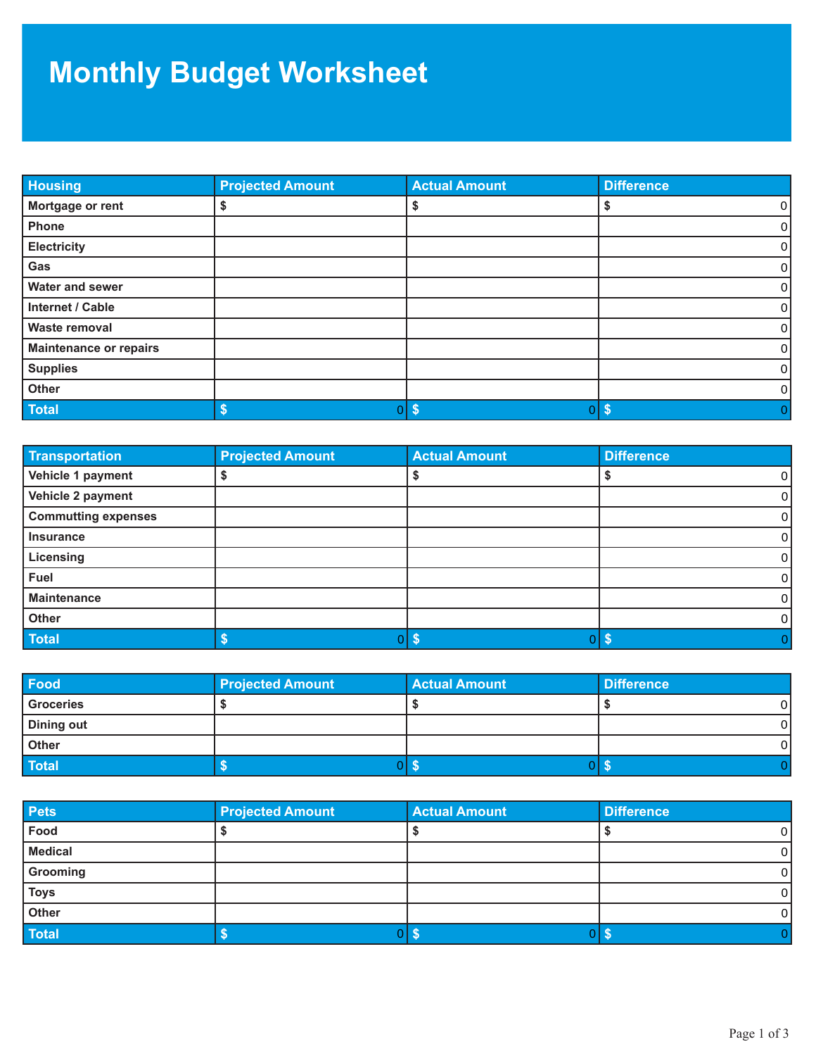# Monthly Budget Worksheet

| Housing | Projected Amount | Actual Amount | Difference |
|---|---|---|---|
| Mortgage or rent | $ | $ | $ 0 |
| Phone | | | 0 |
| Electricity | | | 0 |
| Gas | | | 0 |
| Water and sewer | | | 0 |
| Internet / Cable | | | 0 |
| Waste removal | | | 0 |
| Maintenance or repairs | | | 0 |
| Supplies | | | 0 |
| Other | | | 0 |
| **Total** | $ 0 | $ 0 | $ 0 |

| Transportation | Projected Amount | Actual Amount | Difference |
|---|---|---|---|
| Vehicle 1 payment | $ | $ | $ 0 |
| Vehicle 2 payment | | | 0 |
| Commutting expenses | | | 0 |
| Insurance | | | 0 |
| Licensing | | | 0 |
| Fuel | | | 0 |
| Maintenance | | | 0 |
| Other | | | 0 |
| **Total** | $ 0 | $ 0 | $ 0 |

| Food | Projected Amount | Actual Amount | Difference |
|---|---|---|---|
| Groceries | $ | $ | $ 0 |
| Dining out | | | 0 |
| Other | | | 0 |
| **Total** | $ 0 | $ 0 | $ 0 |

| Pets | Projected Amount | Actual Amount | Difference |
|---|---|---|---|
| Food | $ | $ | $ 0 |
| Medical | | | 0 |
| Grooming | | | 0 |
| Toys | | | 0 |
| Other | | | 0 |
| **Total** | $ 0 | $ 0 | $ 0 |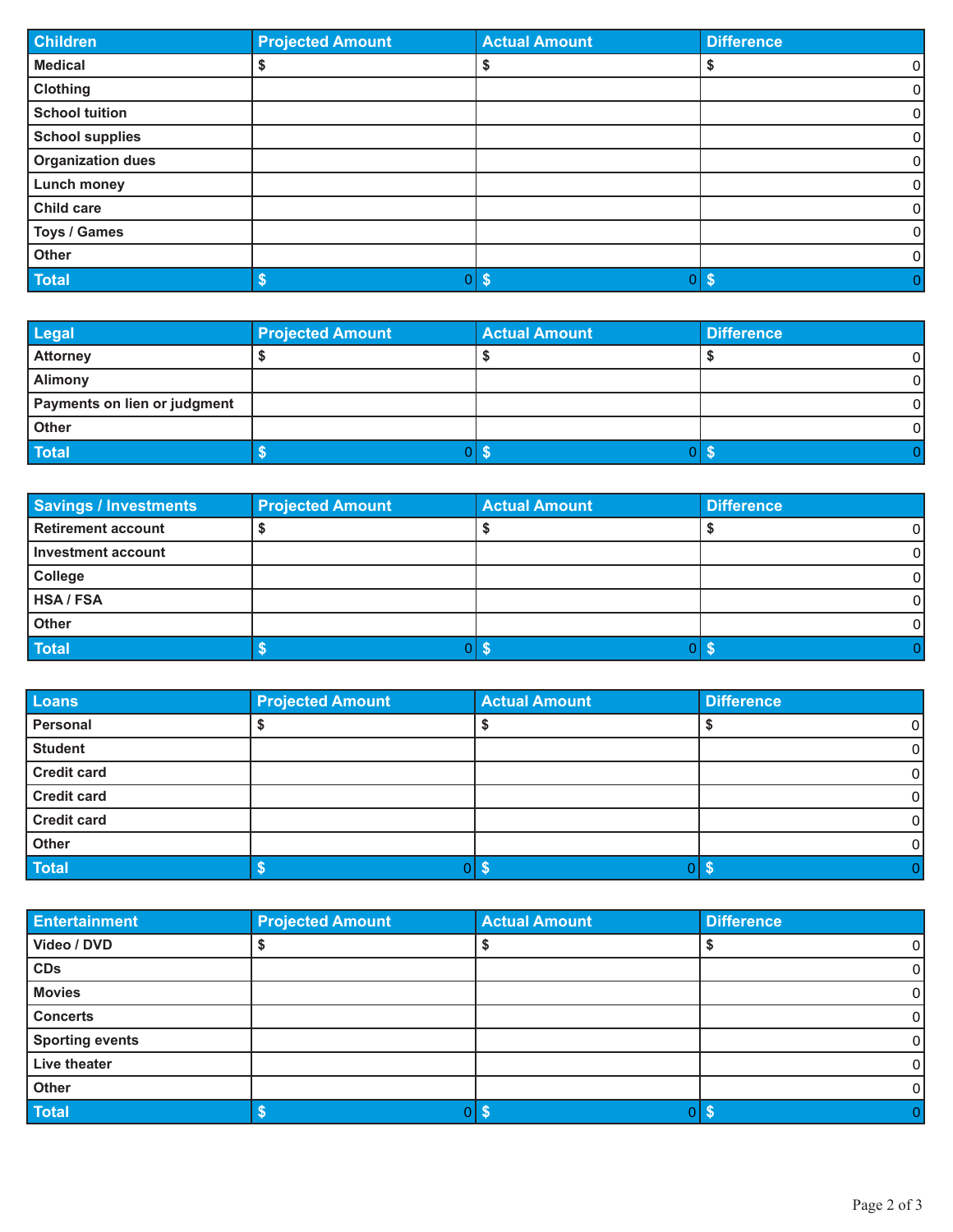| Children | Projected Amount | Actual Amount | Difference |
|---|---|---|---|
| Medical | $ | $ | $ 0 |
| Clothing | | | 0 |
| School tuition | | | 0 |
| School supplies | | | 0 |
| Organization dues | | | 0 |
| Lunch money | | | 0 |
| Child care | | | 0 |
| Toys / Games | | | 0 |
| Other | | | 0 |
| **Total** | $ 0 | $ 0 | $ 0 |

| Legal | Projected Amount | Actual Amount | Difference |
|---|---|---|---|
| Attorney | $ | $ | $ 0 |
| Alimony | | | 0 |
| Payments on lien or judgment | | | 0 |
| Other | | | 0 |
| **Total** | $ 0 | $ 0 | $ 0 |

| Savings / Investments | Projected Amount | Actual Amount | Difference |
|---|---|---|---|
| Retirement account | $ | $ | $ 0 |
| Investment account | | | 0 |
| College | | | 0 |
| HSA / FSA | | | 0 |
| Other | | | 0 |
| **Total** | $ 0 | $ 0 | $ 0 |

| Loans | Projected Amount | Actual Amount | Difference |
|---|---|---|---|
| Personal | $ | $ | $ 0 |
| Student | | | 0 |
| Credit card | | | 0 |
| Credit card | | | 0 |
| Credit card | | | 0 |
| Other | | | 0 |
| **Total** | $ 0 | $ 0 | $ 0 |

| Entertainment | Projected Amount | Actual Amount | Difference |
|---|---|---|---|
| Video / DVD | $ | $ | $ 0 |
| CDs | | | 0 |
| Movies | | | 0 |
| Concerts | | | 0 |
| Sporting events | | | 0 |
| Live theater | | | 0 |
| Other | | | 0 |
| **Total** | $ 0 | $ 0 | $ 0 |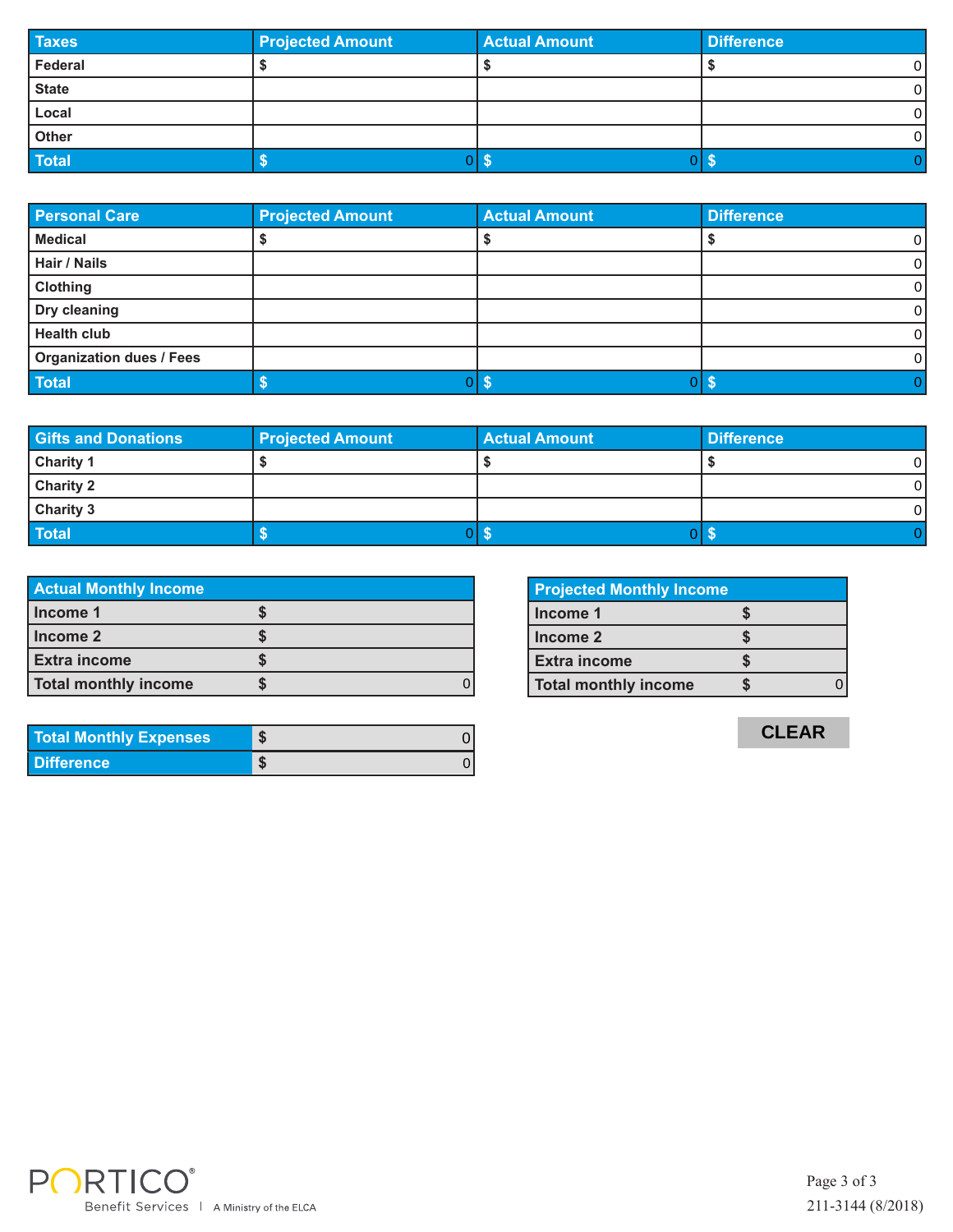| Taxes | Projected Amount | Actual Amount | Difference |
|---|---|---|---|
| Federal | $ | $ | $ 0 |
| State | | | 0 |
| Local | | | 0 |
| Other | | | 0 |
| Total | $ 0 | $ 0 | $ 0 |

| Personal Care | Projected Amount | Actual Amount | Difference |
|---|---|---|---|
| Medical | $ | $ | $ 0 |
| Hair / Nails | | | 0 |
| Clothing | | | 0 |
| Dry cleaning | | | 0 |
| Health club | | | 0 |
| Organization dues / Fees | | | 0 |
| Total | $ 0 | $ 0 | $ 0 |

| Gifts and Donations | Projected Amount | Actual Amount | Difference |
|---|---|---|---|
| Charity 1 | $ | $ | $ 0 |
| Charity 2 | | | 0 |
| Charity 3 | | | 0 |
| Total | $ 0 | $ 0 | $ 0 |

| Actual Monthly Income | |
|---|---|
| Income 1 | $ |
| Income 2 | $ |
| Extra income | $ |
| Total monthly income | $ 0 |

| Projected Monthly Income | |
|---|---|
| Income 1 | $ |
| Income 2 | $ |
| Extra income | $ |
| Total monthly income | $ 0 |

| | |
|---|---|
| Total Monthly Expenses | $ 0 |
| Difference | $ 0 |

CLEAR

PORTICO® Benefit Services | A Ministry of the ELCA

211-3144 (8/2018)